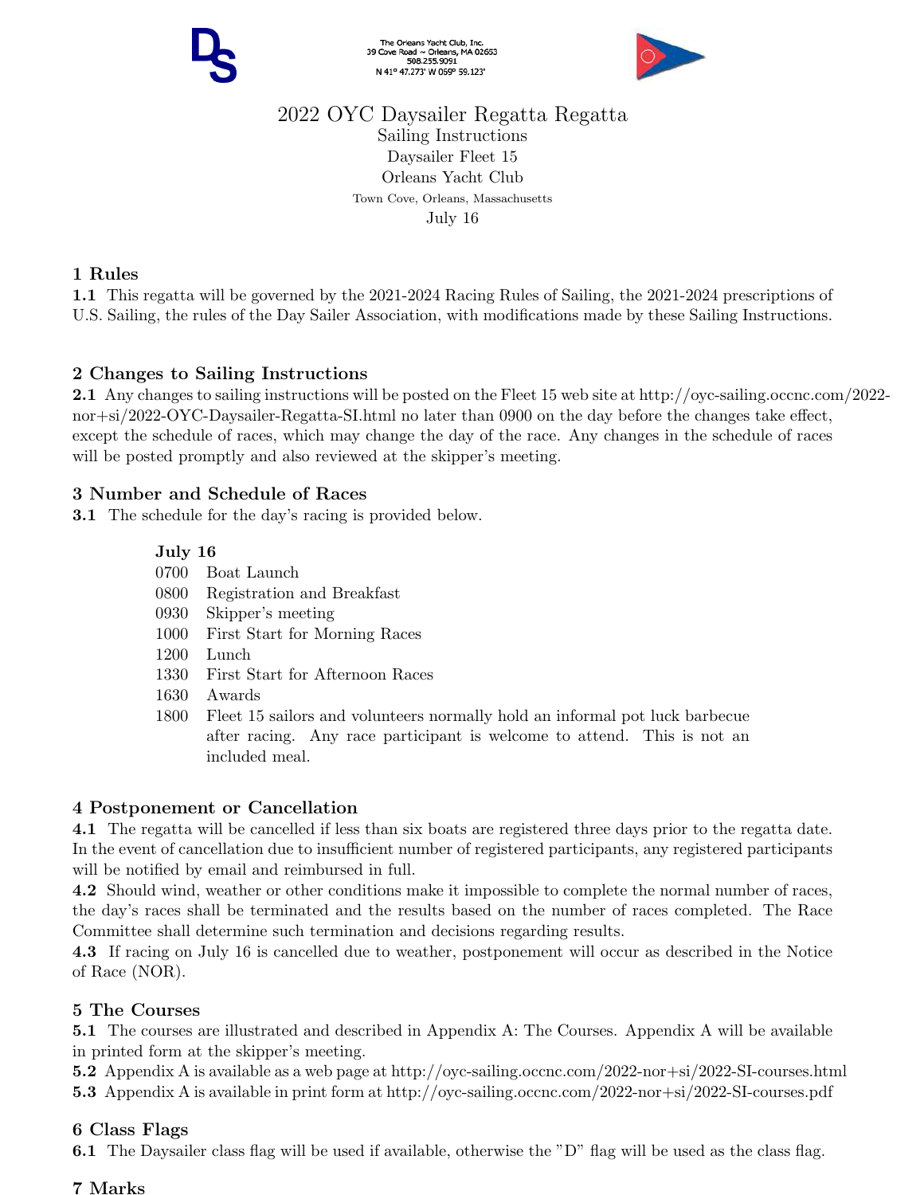The Orleans Yacht Club, Inc.
39 Cove Road ~ Orleans, MA 02653
508.255.9091
N 41° 47.273' W 069° 59.123'

# 2022 OYC Daysailer Regatta Regatta

Sailing Instructions
Daysailer Fleet 15
Orleans Yacht Club
Town Cove, Orleans, Massachusetts
July 16

## 1 Rules

**1.1** This regatta will be governed by the 2021-2024 Racing Rules of Sailing, the 2021-2024 prescriptions of U.S. Sailing, the rules of the Day Sailer Association, with modifications made by these Sailing Instructions.

## 2 Changes to Sailing Instructions

**2.1** Any changes to sailing instructions will be posted on the Fleet 15 web site at http://oyc-sailing.occnc.com/2022-nor+si/2022-OYC-Daysailer-Regatta-SI.html no later than 0900 on the day before the changes take effect, except the schedule of races, which may change the day of the race. Any changes in the schedule of races will be posted promptly and also reviewed at the skipper's meeting.

## 3 Number and Schedule of Races

**3.1** The schedule for the day's racing is provided below.

**July 16**

| | |
|---|---|
| 0700 | Boat Launch |
| 0800 | Registration and Breakfast |
| 0930 | Skipper's meeting |
| 1000 | First Start for Morning Races |
| 1200 | Lunch |
| 1330 | First Start for Afternoon Races |
| 1630 | Awards |
| 1800 | Fleet 15 sailors and volunteers normally hold an informal pot luck barbecue after racing. Any race participant is welcome to attend. This is not an included meal. |

## 4 Postponement or Cancellation

**4.1** The regatta will be cancelled if less than six boats are registered three days prior to the regatta date. In the event of cancellation due to insufficient number of registered participants, any registered participants will be notified by email and reimbursed in full.

**4.2** Should wind, weather or other conditions make it impossible to complete the normal number of races, the day's races shall be terminated and the results based on the number of races completed. The Race Committee shall determine such termination and decisions regarding results.

**4.3** If racing on July 16 is cancelled due to weather, postponement will occur as described in the Notice of Race (NOR).

## 5 The Courses

**5.1** The courses are illustrated and described in Appendix A: The Courses. Appendix A will be available in printed form at the skipper's meeting.

**5.2** Appendix A is available as a web page at http://oyc-sailing.occnc.com/2022-nor+si/2022-SI-courses.html

**5.3** Appendix A is available in print form at http://oyc-sailing.occnc.com/2022-nor+si/2022-SI-courses.pdf

## 6 Class Flags

**6.1** The Daysailer class flag will be used if available, otherwise the "D" flag will be used as the class flag.

## 7 Marks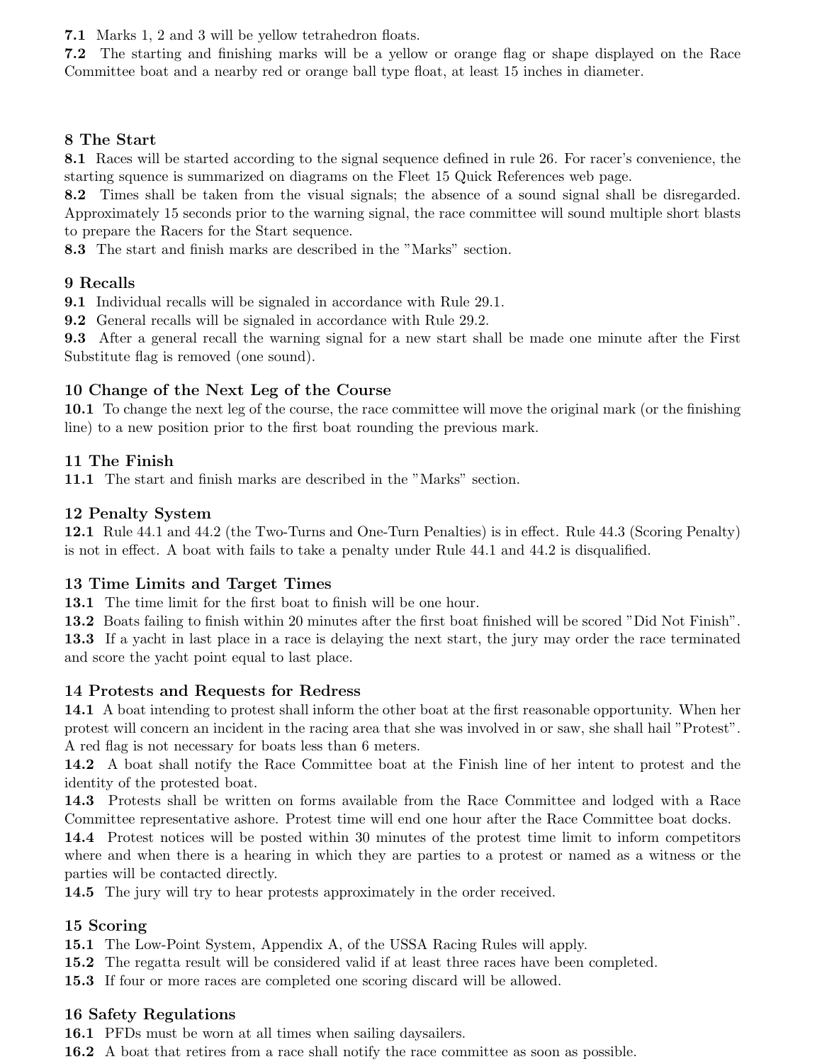**7.1** Marks 1, 2 and 3 will be yellow tetrahedron floats.
**7.2** The starting and finishing marks will be a yellow or orange flag or shape displayed on the Race Committee boat and a nearby red or orange ball type float, at least 15 inches in diameter.

## 8 The Start

**8.1** Races will be started according to the signal sequence defined in rule 26. For racer's convenience, the starting squence is summarized on diagrams on the Fleet 15 Quick References web page.
**8.2** Times shall be taken from the visual signals; the absence of a sound signal shall be disregarded. Approximately 15 seconds prior to the warning signal, the race committee will sound multiple short blasts to prepare the Racers for the Start sequence.
**8.3** The start and finish marks are described in the "Marks" section.

## 9 Recalls

**9.1** Individual recalls will be signaled in accordance with Rule 29.1.
**9.2** General recalls will be signaled in accordance with Rule 29.2.
**9.3** After a general recall the warning signal for a new start shall be made one minute after the First Substitute flag is removed (one sound).

## 10 Change of the Next Leg of the Course

**10.1** To change the next leg of the course, the race committee will move the original mark (or the finishing line) to a new position prior to the first boat rounding the previous mark.

## 11 The Finish

**11.1** The start and finish marks are described in the "Marks" section.

## 12 Penalty System

**12.1** Rule 44.1 and 44.2 (the Two-Turns and One-Turn Penalties) is in effect. Rule 44.3 (Scoring Penalty) is not in effect. A boat with fails to take a penalty under Rule 44.1 and 44.2 is disqualified.

## 13 Time Limits and Target Times

**13.1** The time limit for the first boat to finish will be one hour.
**13.2** Boats failing to finish within 20 minutes after the first boat finished will be scored "Did Not Finish".
**13.3** If a yacht in last place in a race is delaying the next start, the jury may order the race terminated and score the yacht point equal to last place.

## 14 Protests and Requests for Redress

**14.1** A boat intending to protest shall inform the other boat at the first reasonable opportunity. When her protest will concern an incident in the racing area that she was involved in or saw, she shall hail "Protest". A red flag is not necessary for boats less than 6 meters.
**14.2** A boat shall notify the Race Committee boat at the Finish line of her intent to protest and the identity of the protested boat.
**14.3** Protests shall be written on forms available from the Race Committee and lodged with a Race Committee representative ashore. Protest time will end one hour after the Race Committee boat docks.
**14.4** Protest notices will be posted within 30 minutes of the protest time limit to inform competitors where and when there is a hearing in which they are parties to a protest or named as a witness or the parties will be contacted directly.
**14.5** The jury will try to hear protests approximately in the order received.

## 15 Scoring

**15.1** The Low-Point System, Appendix A, of the USSA Racing Rules will apply.
**15.2** The regatta result will be considered valid if at least three races have been completed.
**15.3** If four or more races are completed one scoring discard will be allowed.

## 16 Safety Regulations

**16.1** PFDs must be worn at all times when sailing daysailers.
**16.2** A boat that retires from a race shall notify the race committee as soon as possible.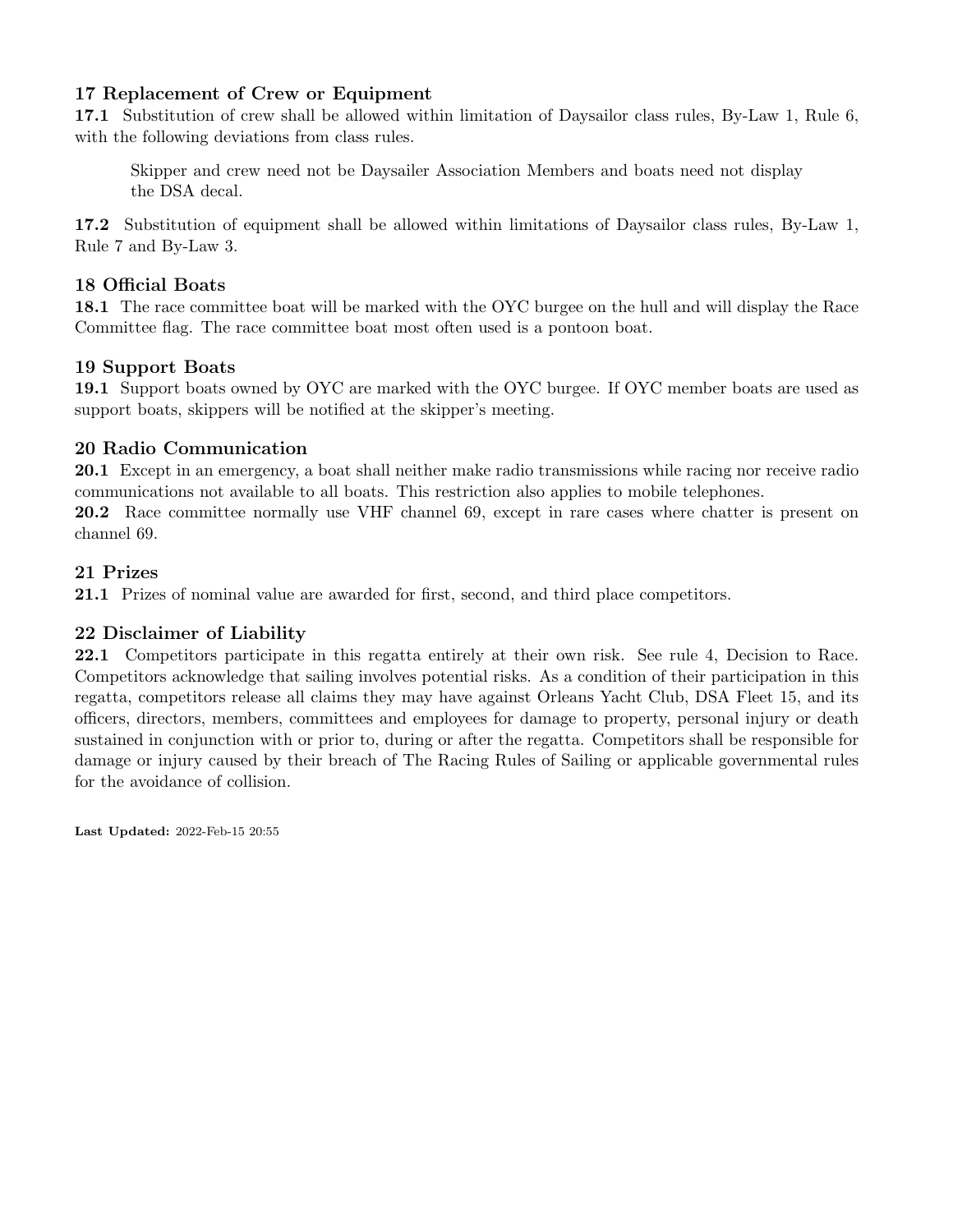## 17 Replacement of Crew or Equipment

**17.1** Substitution of crew shall be allowed within limitation of Daysailor class rules, By-Law 1, Rule 6, with the following deviations from class rules.

> Skipper and crew need not be Daysailer Association Members and boats need not display the DSA decal.

**17.2** Substitution of equipment shall be allowed within limitations of Daysailor class rules, By-Law 1, Rule 7 and By-Law 3.

## 18 Official Boats

**18.1** The race committee boat will be marked with the OYC burgee on the hull and will display the Race Committee flag. The race committee boat most often used is a pontoon boat.

## 19 Support Boats

**19.1** Support boats owned by OYC are marked with the OYC burgee. If OYC member boats are used as support boats, skippers will be notified at the skipper's meeting.

## 20 Radio Communication

**20.1** Except in an emergency, a boat shall neither make radio transmissions while racing nor receive radio communications not available to all boats. This restriction also applies to mobile telephones.

**20.2** Race committee normally use VHF channel 69, except in rare cases where chatter is present on channel 69.

## 21 Prizes

**21.1** Prizes of nominal value are awarded for first, second, and third place competitors.

## 22 Disclaimer of Liability

**22.1** Competitors participate in this regatta entirely at their own risk. See rule 4, Decision to Race. Competitors acknowledge that sailing involves potential risks. As a condition of their participation in this regatta, competitors release all claims they may have against Orleans Yacht Club, DSA Fleet 15, and its officers, directors, members, committees and employees for damage to property, personal injury or death sustained in conjunction with or prior to, during or after the regatta. Competitors shall be responsible for damage or injury caused by their breach of The Racing Rules of Sailing or applicable governmental rules for the avoidance of collision.

**Last Updated:** 2022-Feb-15 20:55